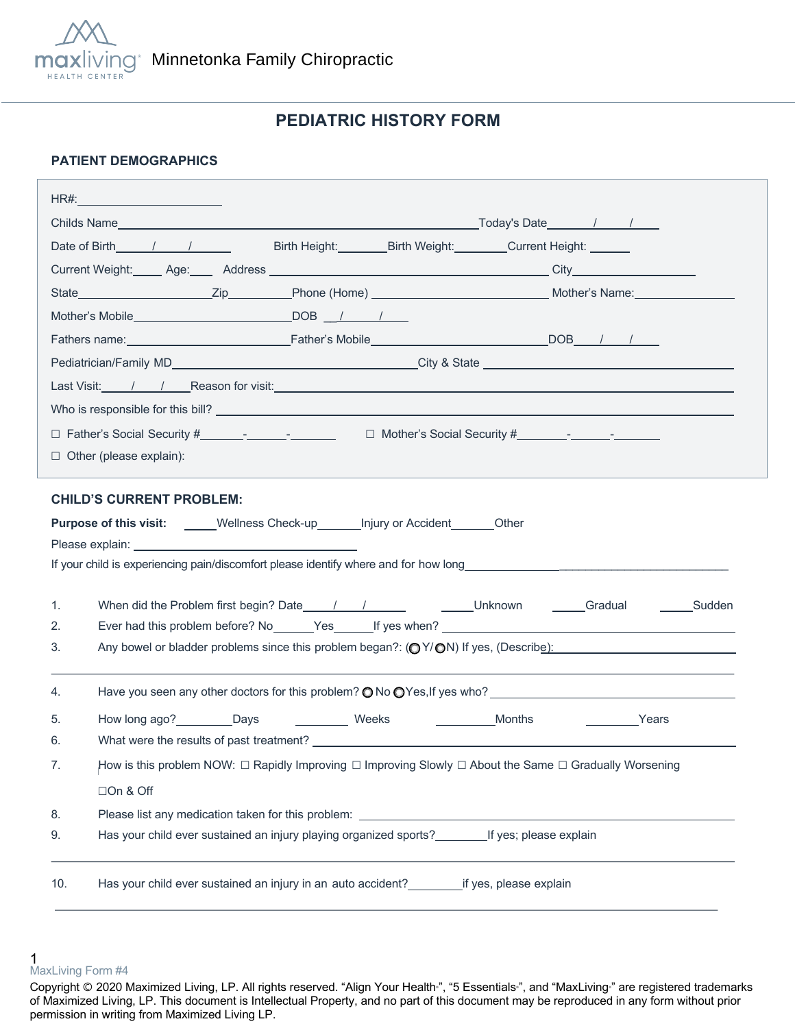Minnetonka Family Chiropractic

# PEDIATRIC HISTORY FORM

## PATIENT DEMOGRAPHICS

HR#:____________________

Childs Name______________________________________________Today's Date_______/_____/_____

Date of Birth_____/_____/______ Birth Height:_______Birth Weight:________Current Height: ______

Current Weight:_____ Age:____ Address ______________________________________ City_______________

State__________________Zip_________Phone (Home) _________________________ Mother's Name:_______________

Mother's Mobile______________________DOB __/_____/_____

Fathers name:______________________Father's Mobile________________________DOB____/____/_____

Pediatrician/Family MD_________________________________City & State ______________________________

Last Visit:____/____/____Reason for visit:____________________________________________________________

Who is responsible for this bill? ______________________________________________________________________

☐ Father's Social Security #______-______-_______ ☐ Mother's Social Security #_______-______-_______

☐ Other (please explain):

## CHILD'S CURRENT PROBLEM:

**Purpose of this visit:** _____Wellness Check-up______Injury or Accident______Other

Please explain: ______________________________

If your child is experiencing pain/discomfort please identify where and for how long_________________________________________

1. When did the Problem first begin? Date____/____/______ _____Unknown _____Gradual _____Sudden
2. Ever had this problem before? No______Yes______If yes when? ______________________________
3. Any bowel or bladder problems since this problem began?: (○ Y/ ○ N) If yes, (Describe):______________________

_______________________________________________________________________________

4. Have you seen any other doctors for this problem? ○ No ○ Yes,If yes who? ______________________________
5. How long ago?________Days ________ Weeks _________Months ________Years
6. What were the results of past treatment? ______________________________________________
7. How is this problem NOW: ☐ Rapidly Improving ☐ Improving Slowly ☐ About the Same ☐ Gradually Worsening

   ☐On & Off
8. Please list any medication taken for this problem: ______________________________________
9. Has your child ever sustained an injury playing organized sports?________If yes; please explain

_______________________________________________________________________________

10. Has your child ever sustained an injury in an auto accident?________if yes, please explain

_______________________________________________________________________________

MaxLiving Form #4

Copyright © 2020 Maximized Living, LP. All rights reserved. "Align Your Health", "5 Essentials", and "MaxLiving" are registered trademarks of Maximized Living, LP. This document is Intellectual Property, and no part of this document may be reproduced in any form without prior permission in writing from Maximized Living LP.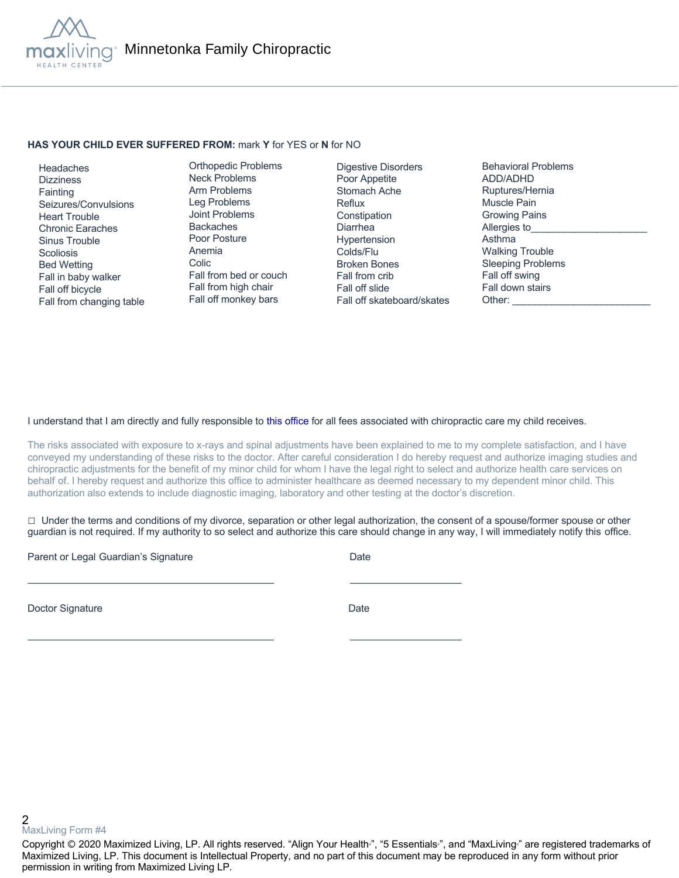Minnetonka Family Chiropractic

**HAS YOUR CHILD EVER SUFFERED FROM:** mark **Y** for YES or **N** for NO

| | | | |
|---|---|---|---|
| Headaches | Orthopedic Problems | Digestive Disorders | Behavioral Problems |
| Dizziness | Neck Problems | Poor Appetite | ADD/ADHD |
| Fainting | Arm Problems | Stomach Ache | Ruptures/Hernia |
| Seizures/Convulsions | Leg Problems | Reflux | Muscle Pain |
| Heart Trouble | Joint Problems | Constipation | Growing Pains |
| Chronic Earaches | Backaches | Diarrhea | Allergies to_____________________ |
| Sinus Trouble | Poor Posture | Hypertension | Asthma |
| Scoliosis | Anemia | Colds/Flu | Walking Trouble |
| Bed Wetting | Colic | Broken Bones | Sleeping Problems |
| Fall in baby walker | Fall from bed or couch | Fall from crib | Fall off swing |
| Fall off bicycle | Fall from high chair | Fall off slide | Fall down stairs |
| Fall from changing table | Fall off monkey bars | Fall off skateboard/skates | Other: _________________________ |

I understand that I am directly and fully responsible to this office for all fees associated with chiropractic care my child receives.

The risks associated with exposure to x-rays and spinal adjustments have been explained to me to my complete satisfaction, and I have conveyed my understanding of these risks to the doctor. After careful consideration I do hereby request and authorize imaging studies and chiropractic adjustments for the benefit of my minor child for whom I have the legal right to select and authorize health care services on behalf of. I hereby request and authorize this office to administer healthcare as deemed necessary to my dependent minor child. This authorization also extends to include diagnostic imaging, laboratory and other testing at the doctor's discretion.

☐ Under the terms and conditions of my divorce, separation or other legal authorization, the consent of a spouse/former spouse or other guardian is not required. If my authority to so select and authorize this care should change in any way, I will immediately notify this office.

Parent or Legal Guardian's Signature ____________________________________ Date ____________________

Doctor Signature ____________________________________ Date ____________________

MaxLiving Form #4

Copyright © 2020 Maximized Living, LP. All rights reserved. "Align Your Health®", "5 Essentials®", and "MaxLiving®" are registered trademarks of Maximized Living, LP. This document is Intellectual Property, and no part of this document may be reproduced in any form without prior permission in writing from Maximized Living LP.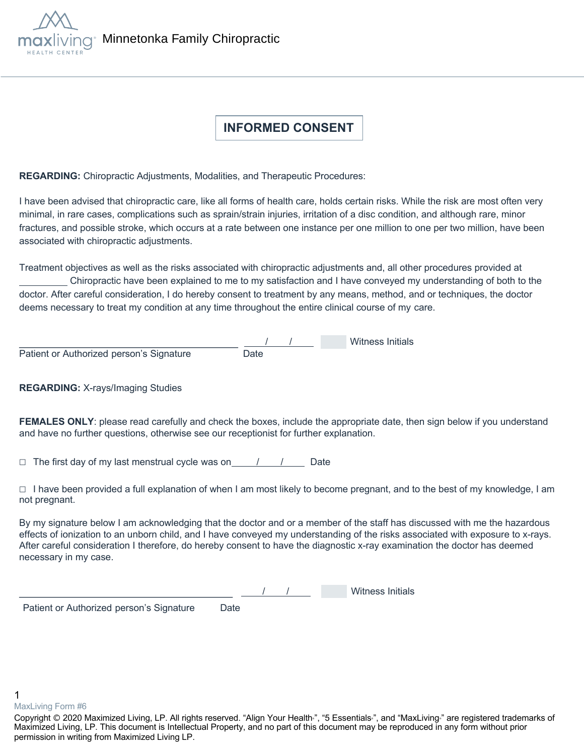maxliving HEALTH CENTER Minnetonka Family Chiropractic

# INFORMED CONSENT

**REGARDING:** Chiropractic Adjustments, Modalities, and Therapeutic Procedures:

I have been advised that chiropractic care, like all forms of health care, holds certain risks. While the risk are most often very minimal, in rare cases, complications such as sprain/strain injuries, irritation of a disc condition, and although rare, minor fractures, and possible stroke, which occurs at a rate between one instance per one million to one per two million, have been associated with chiropractic adjustments.

Treatment objectives as well as the risks associated with chiropractic adjustments and, all other procedures provided at __________ Chiropractic have been explained to me to my satisfaction and I have conveyed my understanding of both to the doctor. After careful consideration, I do hereby consent to treatment by any means, method, and or techniques, the doctor deems necessary to treat my condition at any time throughout the entire clinical course of my care.

______________________________________ ____/____/____ Witness Initials

Patient or Authorized person's Signature Date

**REGARDING:** X-rays/Imaging Studies

**FEMALES ONLY**: please read carefully and check the boxes, include the appropriate date, then sign below if you understand and have no further questions, otherwise see our receptionist for further explanation.

☐ The first day of my last menstrual cycle was on ____/____/____ Date

☐ I have been provided a full explanation of when I am most likely to become pregnant, and to the best of my knowledge, I am not pregnant.

By my signature below I am acknowledging that the doctor and or a member of the staff has discussed with me the hazardous effects of ionization to an unborn child, and I have conveyed my understanding of the risks associated with exposure to x-rays. After careful consideration I therefore, do hereby consent to have the diagnostic x-ray examination the doctor has deemed necessary in my case.

______________________________________ ____/____/____ Witness Initials

Patient or Authorized person's Signature Date

MaxLiving Form #6

Copyright © 2020 Maximized Living, LP. All rights reserved. "Align Your Health®", "5 Essentials®", and "MaxLiving®" are registered trademarks of Maximized Living, LP. This document is Intellectual Property, and no part of this document may be reproduced in any form without prior permission in writing from Maximized Living LP.